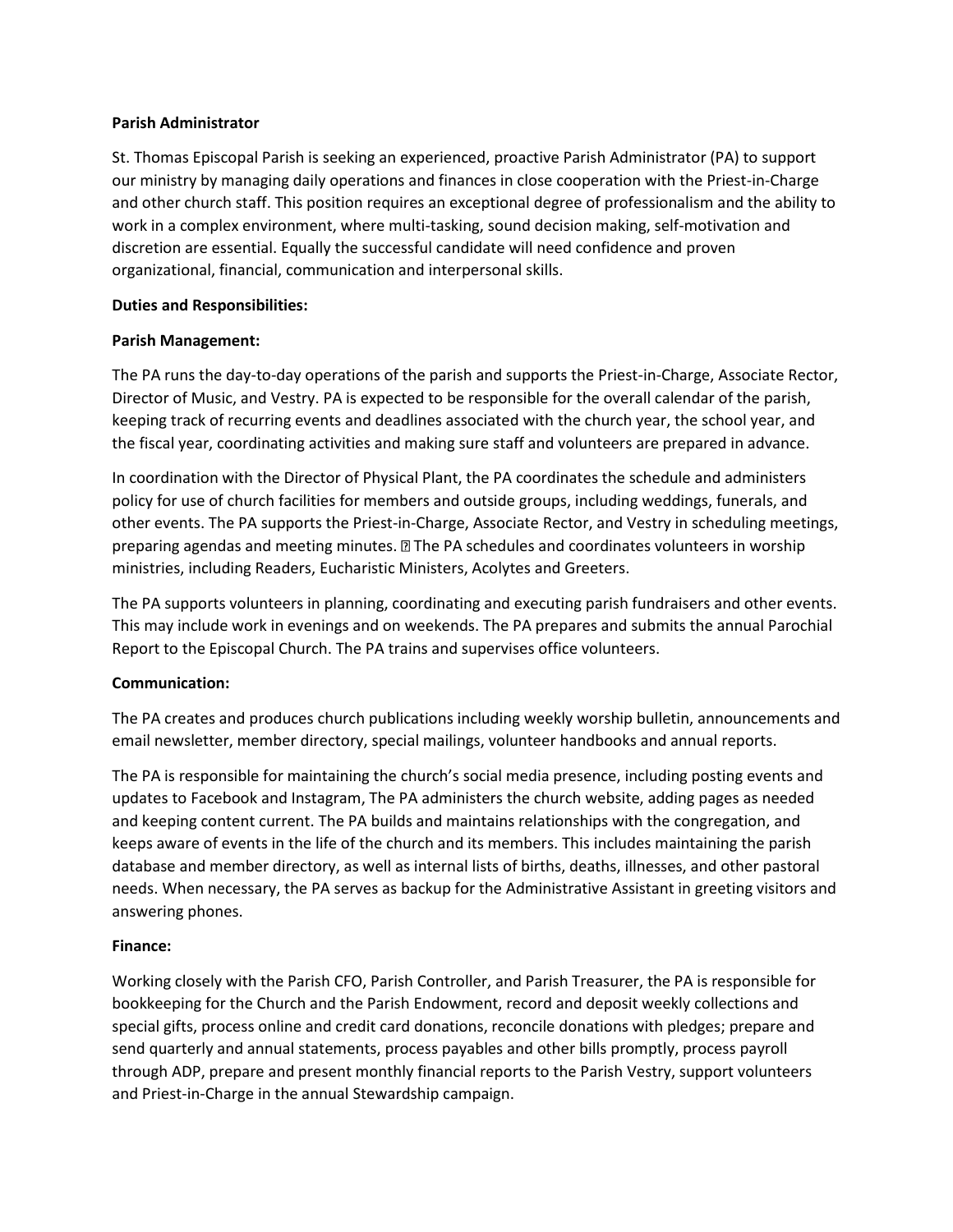**Parish Administrator**

St. Thomas Episcopal Parish is seeking an experienced, proactive Parish Administrator (PA) to support our ministry by managing daily operations and finances in close cooperation with the Priest-in-Charge and other church staff. This position requires an exceptional degree of professionalism and the ability to work in a complex environment, where multi-tasking, sound decision making, self-motivation and discretion are essential. Equally the successful candidate will need confidence and proven organizational, financial, communication and interpersonal skills.

**Duties and Responsibilities:**

**Parish Management:**

The PA runs the day-to-day operations of the parish and supports the Priest-in-Charge, Associate Rector, Director of Music, and Vestry. PA is expected to be responsible for the overall calendar of the parish, keeping track of recurring events and deadlines associated with the church year, the school year, and the fiscal year, coordinating activities and making sure staff and volunteers are prepared in advance.

In coordination with the Director of Physical Plant, the PA coordinates the schedule and administers policy for use of church facilities for members and outside groups, including weddings, funerals, and other events. The PA supports the Priest-in-Charge, Associate Rector, and Vestry in scheduling meetings, preparing agendas and meeting minutes. � The PA schedules and coordinates volunteers in worship ministries, including Readers, Eucharistic Ministers, Acolytes and Greeters.

The PA supports volunteers in planning, coordinating and executing parish fundraisers and other events. This may include work in evenings and on weekends. The PA prepares and submits the annual Parochial Report to the Episcopal Church. The PA trains and supervises office volunteers.

**Communication:**

The PA creates and produces church publications including weekly worship bulletin, announcements and email newsletter, member directory, special mailings, volunteer handbooks and annual reports.

The PA is responsible for maintaining the church's social media presence, including posting events and updates to Facebook and Instagram, The PA administers the church website, adding pages as needed and keeping content current. The PA builds and maintains relationships with the congregation, and keeps aware of events in the life of the church and its members. This includes maintaining the parish database and member directory, as well as internal lists of births, deaths, illnesses, and other pastoral needs. When necessary, the PA serves as backup for the Administrative Assistant in greeting visitors and answering phones.

**Finance:**

Working closely with the Parish CFO, Parish Controller, and Parish Treasurer, the PA is responsible for bookkeeping for the Church and the Parish Endowment, record and deposit weekly collections and special gifts, process online and credit card donations, reconcile donations with pledges; prepare and send quarterly and annual statements, process payables and other bills promptly, process payroll through ADP, prepare and present monthly financial reports to the Parish Vestry, support volunteers and Priest-in-Charge in the annual Stewardship campaign.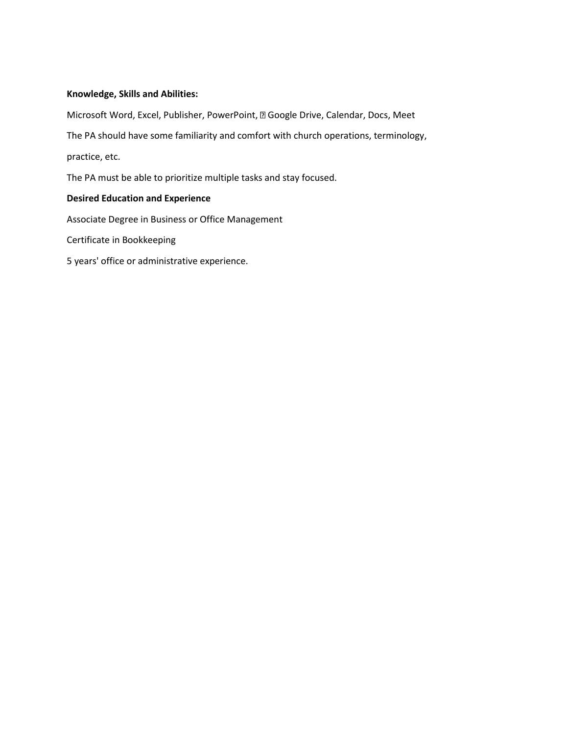**Knowledge, Skills and Abilities:**

Microsoft Word, Excel, Publisher, PowerPoint,  Google Drive, Calendar, Docs, Meet

The PA should have some familiarity and comfort with church operations, terminology,

practice, etc.

The PA must be able to prioritize multiple tasks and stay focused.

**Desired Education and Experience**

Associate Degree in Business or Office Management

Certificate in Bookkeeping

5 years' office or administrative experience.